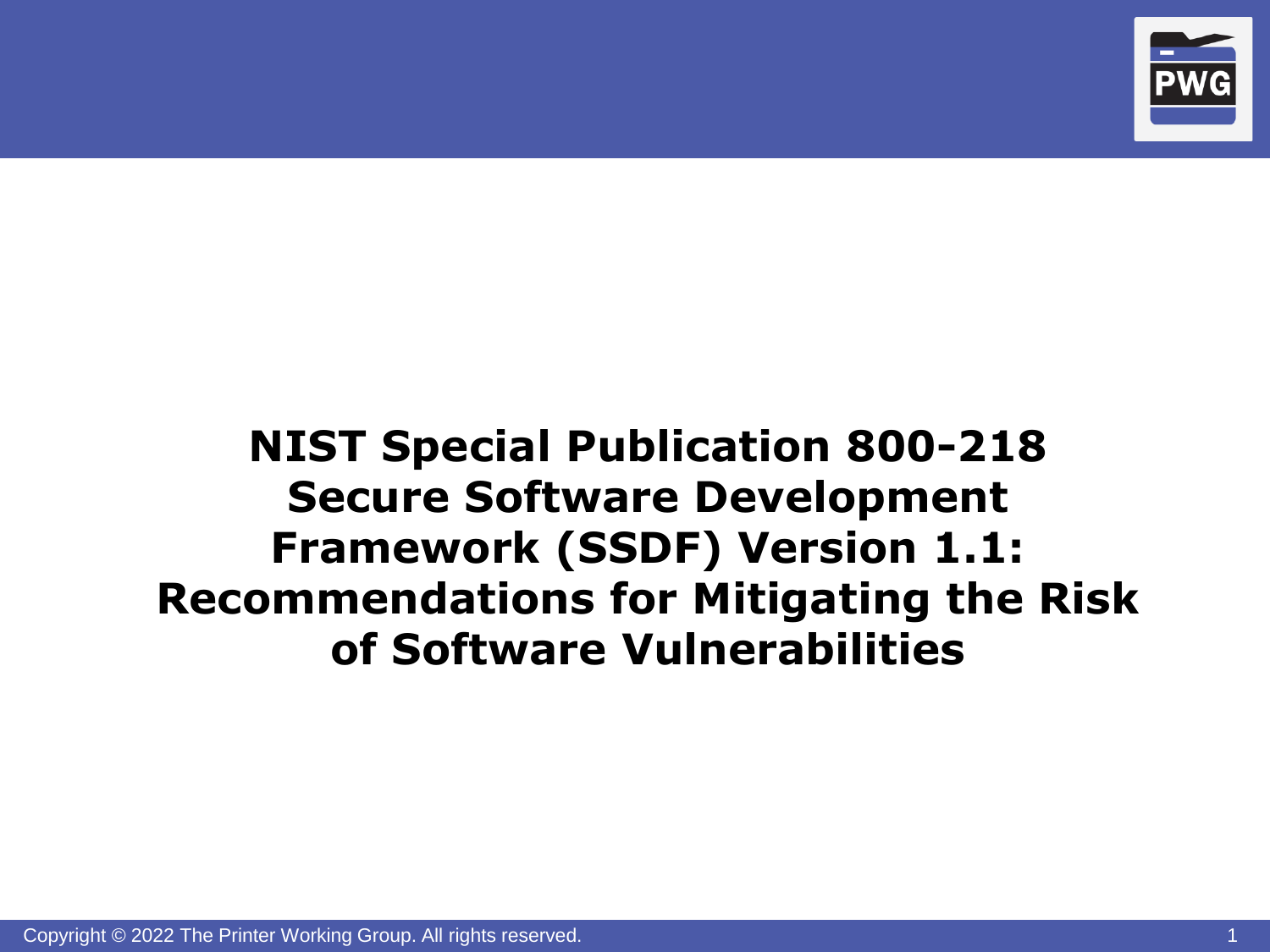# NIST Special Publication 800-218 Secure Software Development Framework (SSDF) Version 1.1: Recommendations for Mitigating the Risk of Software Vulnerabilities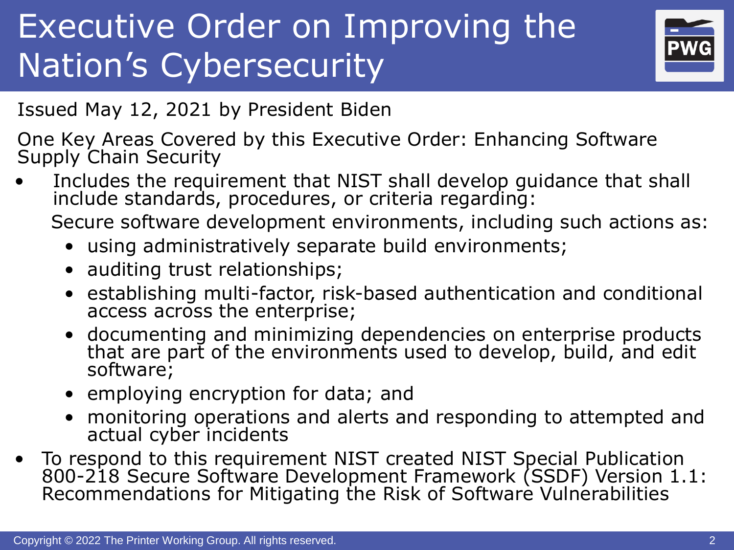# Executive Order on Improving the Nation's Cybersecurity

Issued May 12, 2021 by President Biden

One Key Areas Covered by this Executive Order: Enhancing Software Supply Chain Security

- Includes the requirement that NIST shall develop guidance that shall include standards, procedures, or criteria regarding:

  Secure software development environments, including such actions as:

  - using administratively separate build environments;
  - auditing trust relationships;
  - establishing multi-factor, risk-based authentication and conditional access across the enterprise;
  - documenting and minimizing dependencies on enterprise products that are part of the environments used to develop, build, and edit software;
  - employing encryption for data; and
  - monitoring operations and alerts and responding to attempted and actual cyber incidents
- To respond to this requirement NIST created NIST Special Publication 800-218 Secure Software Development Framework (SSDF) Version 1.1: Recommendations for Mitigating the Risk of Software Vulnerabilities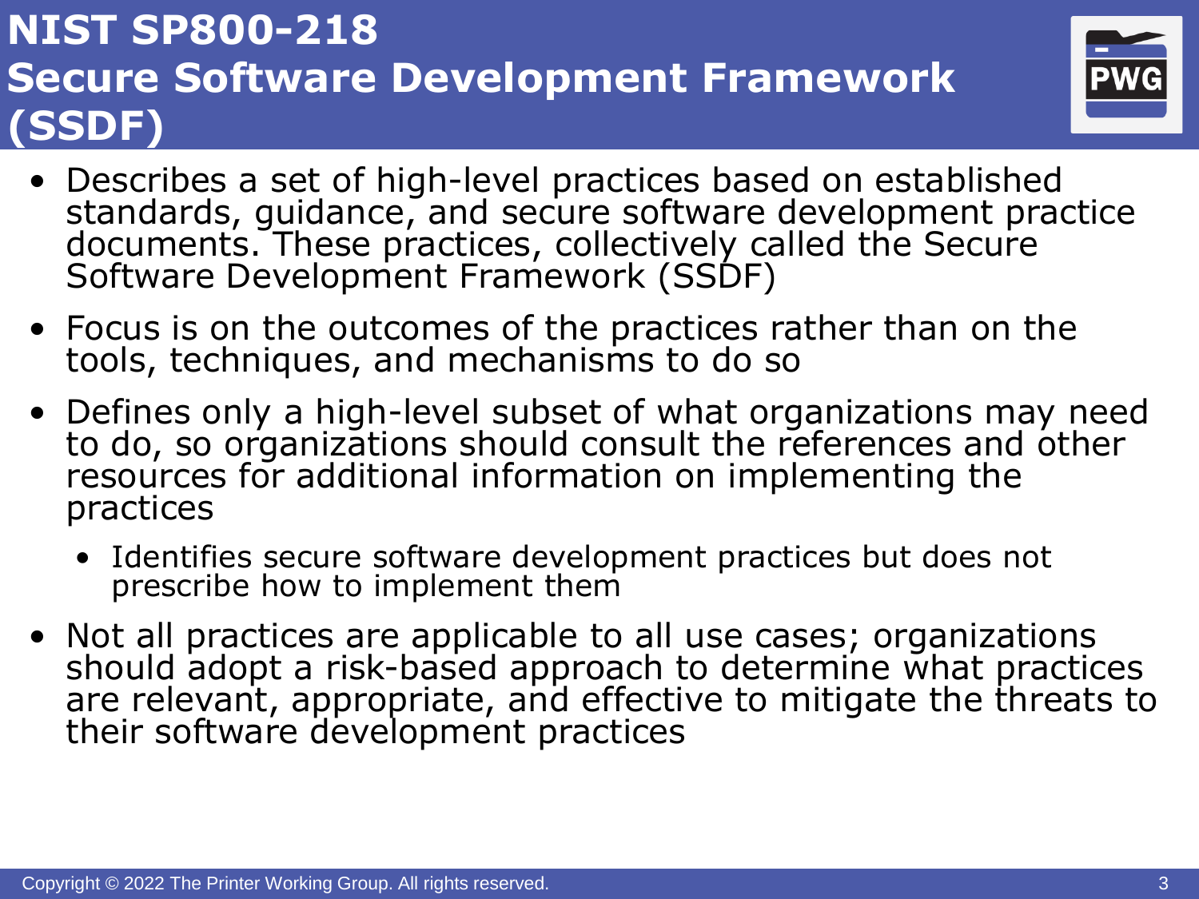# NIST SP800-218 Secure Software Development Framework (SSDF)

- Describes a set of high-level practices based on established standards, guidance, and secure software development practice documents. These practices, collectively called the Secure Software Development Framework (SSDF)
- Focus is on the outcomes of the practices rather than on the tools, techniques, and mechanisms to do so
- Defines only a high-level subset of what organizations may need to do, so organizations should consult the references and other resources for additional information on implementing the practices
  - Identifies secure software development practices but does not prescribe how to implement them
- Not all practices are applicable to all use cases; organizations should adopt a risk-based approach to determine what practices are relevant, appropriate, and effective to mitigate the threats to their software development practices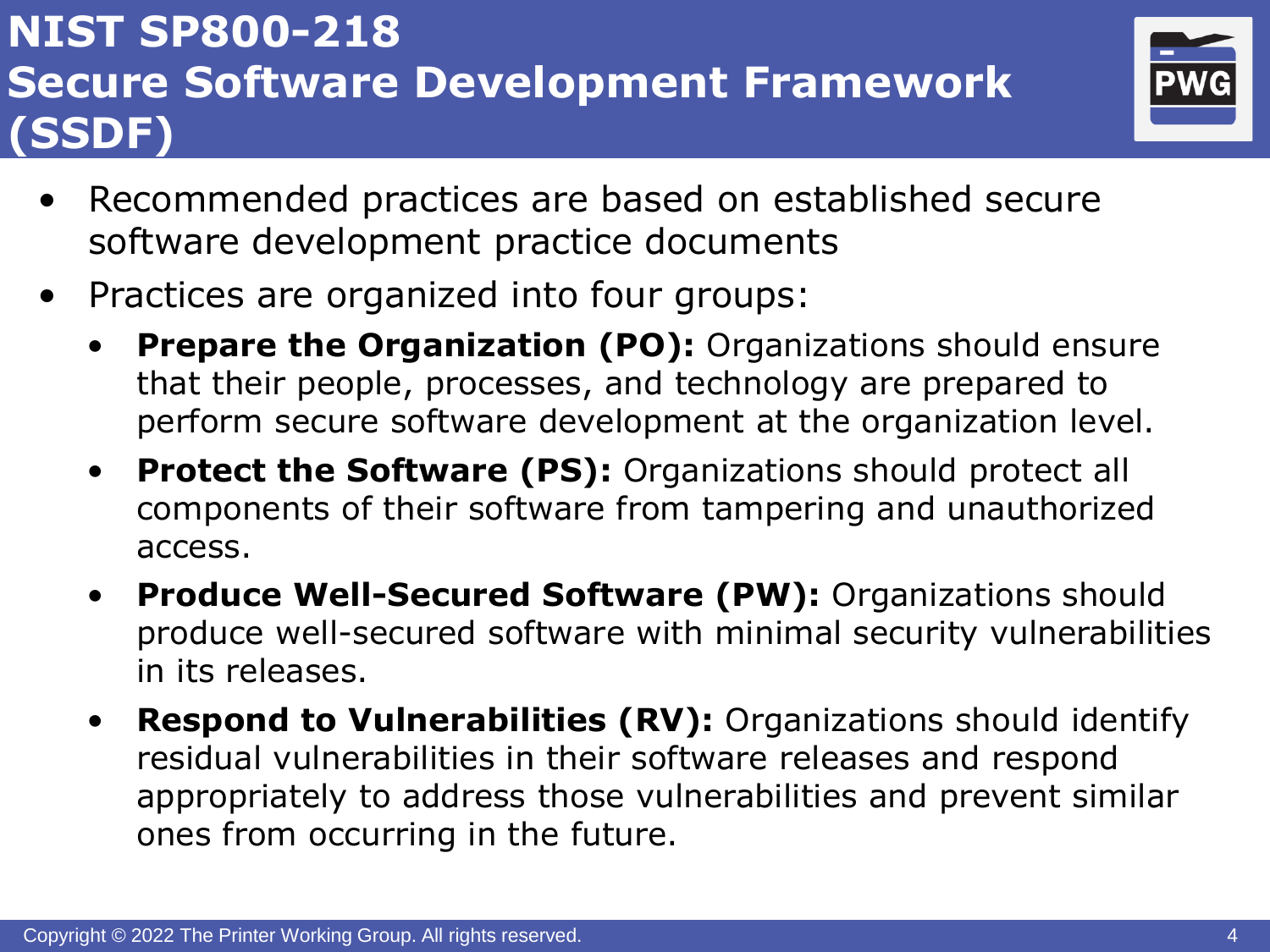# NIST SP800-218 Secure Software Development Framework (SSDF)

- Recommended practices are based on established secure software development practice documents
- Practices are organized into four groups:
  - **Prepare the Organization (PO):** Organizations should ensure that their people, processes, and technology are prepared to perform secure software development at the organization level.
  - **Protect the Software (PS):** Organizations should protect all components of their software from tampering and unauthorized access.
  - **Produce Well-Secured Software (PW):** Organizations should produce well-secured software with minimal security vulnerabilities in its releases.
  - **Respond to Vulnerabilities (RV):** Organizations should identify residual vulnerabilities in their software releases and respond appropriately to address those vulnerabilities and prevent similar ones from occurring in the future.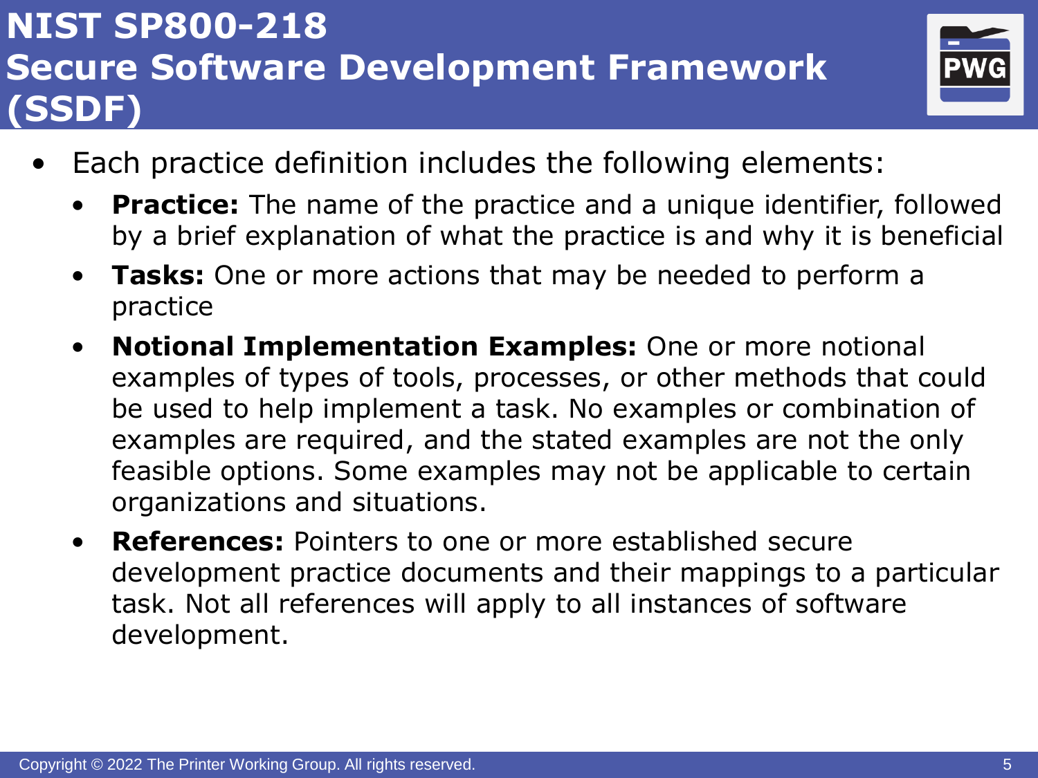# NIST SP800-218 Secure Software Development Framework (SSDF)

- Each practice definition includes the following elements:
  - **Practice:** The name of the practice and a unique identifier, followed by a brief explanation of what the practice is and why it is beneficial
  - **Tasks:** One or more actions that may be needed to perform a practice
  - **Notional Implementation Examples:** One or more notional examples of types of tools, processes, or other methods that could be used to help implement a task. No examples or combination of examples are required, and the stated examples are not the only feasible options. Some examples may not be applicable to certain organizations and situations.
  - **References:** Pointers to one or more established secure development practice documents and their mappings to a particular task. Not all references will apply to all instances of software development.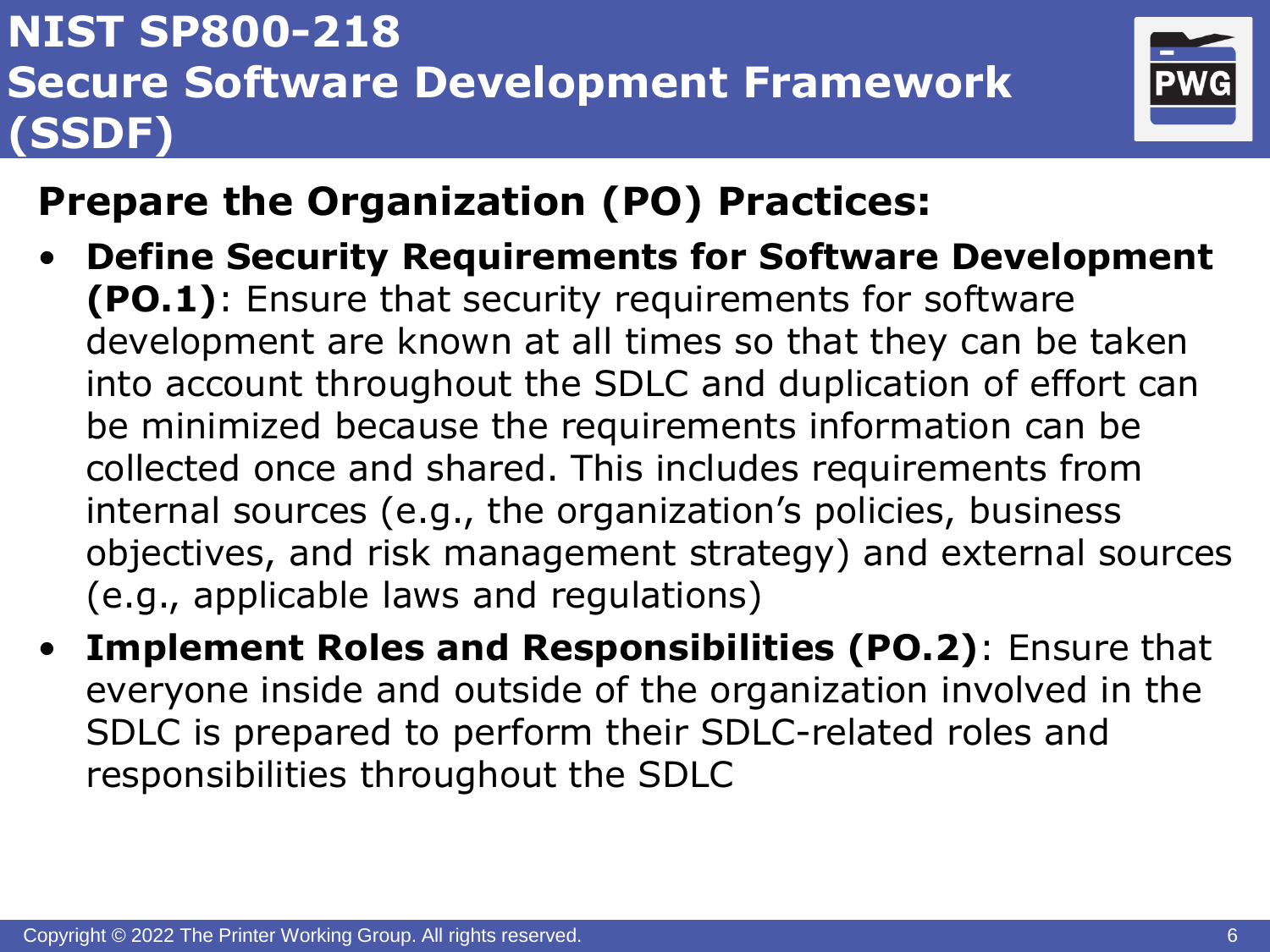# NIST SP800-218 Secure Software Development Framework (SSDF)

## Prepare the Organization (PO) Practices:

- **Define Security Requirements for Software Development (PO.1)**: Ensure that security requirements for software development are known at all times so that they can be taken into account throughout the SDLC and duplication of effort can be minimized because the requirements information can be collected once and shared. This includes requirements from internal sources (e.g., the organization's policies, business objectives, and risk management strategy) and external sources (e.g., applicable laws and regulations)
- **Implement Roles and Responsibilities (PO.2)**: Ensure that everyone inside and outside of the organization involved in the SDLC is prepared to perform their SDLC-related roles and responsibilities throughout the SDLC

Copyright © 2022 The Printer Working Group. All rights reserved.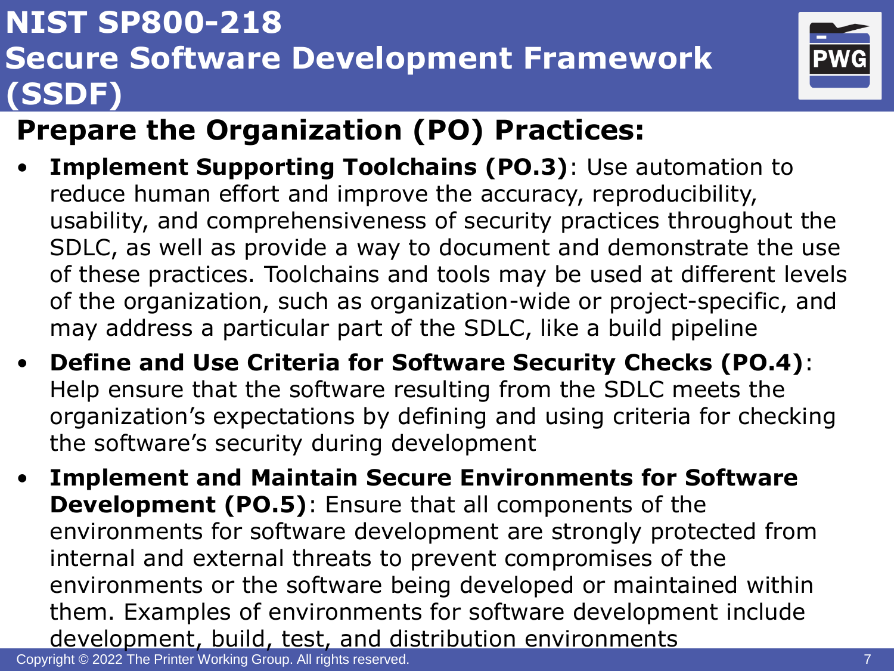# NIST SP800-218 Secure Software Development Framework (SSDF)

## Prepare the Organization (PO) Practices:

- **Implement Supporting Toolchains (PO.3)**: Use automation to reduce human effort and improve the accuracy, reproducibility, usability, and comprehensiveness of security practices throughout the SDLC, as well as provide a way to document and demonstrate the use of these practices. Toolchains and tools may be used at different levels of the organization, such as organization-wide or project-specific, and may address a particular part of the SDLC, like a build pipeline
- **Define and Use Criteria for Software Security Checks (PO.4)**: Help ensure that the software resulting from the SDLC meets the organization's expectations by defining and using criteria for checking the software's security during development
- **Implement and Maintain Secure Environments for Software Development (PO.5)**: Ensure that all components of the environments for software development are strongly protected from internal and external threats to prevent compromises of the environments or the software being developed or maintained within them. Examples of environments for software development include development, build, test, and distribution environments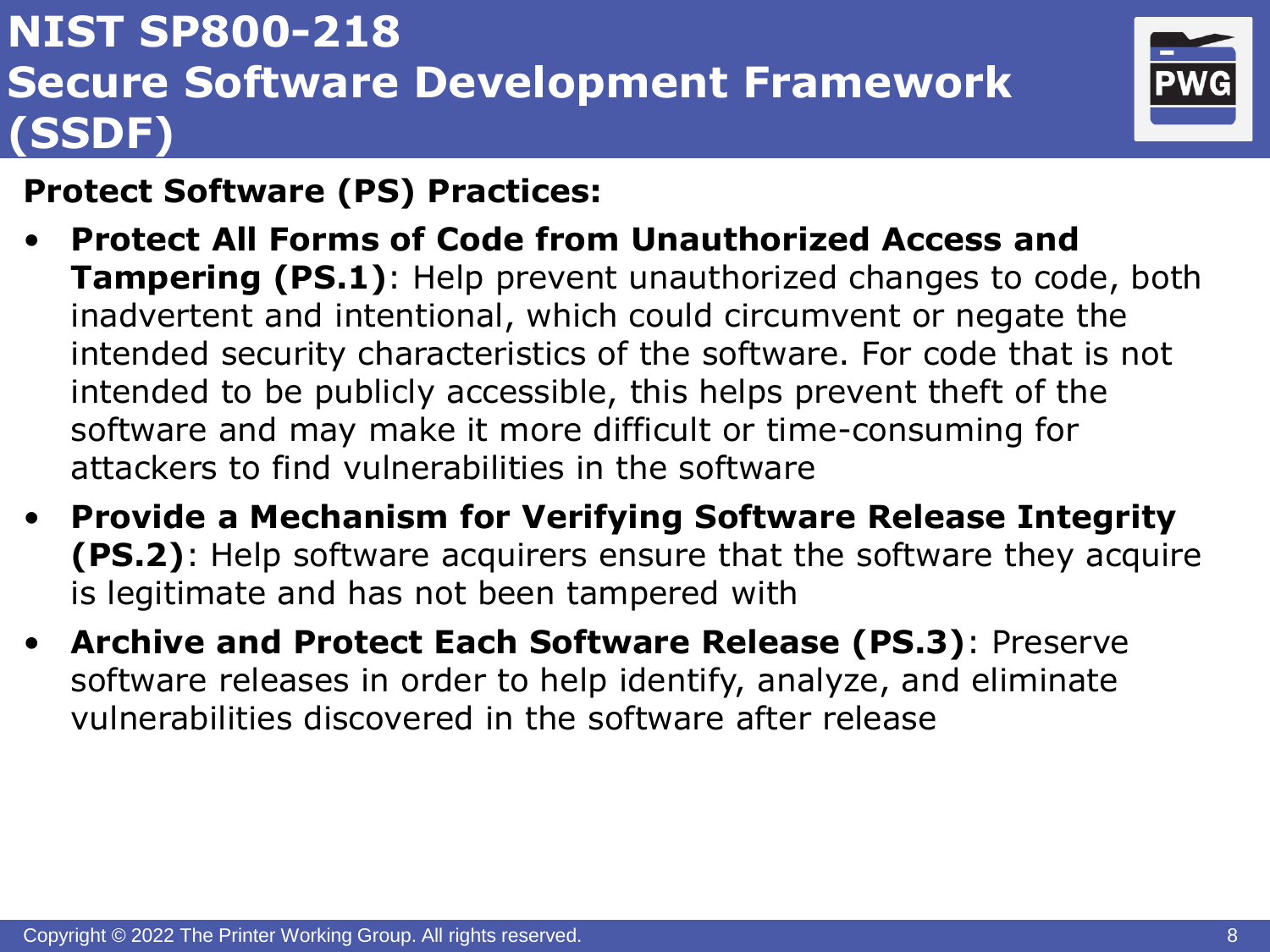# NIST SP800-218 Secure Software Development Framework (SSDF)

**Protect Software (PS) Practices:**

- **Protect All Forms of Code from Unauthorized Access and Tampering (PS.1)**: Help prevent unauthorized changes to code, both inadvertent and intentional, which could circumvent or negate the intended security characteristics of the software. For code that is not intended to be publicly accessible, this helps prevent theft of the software and may make it more difficult or time-consuming for attackers to find vulnerabilities in the software
- **Provide a Mechanism for Verifying Software Release Integrity (PS.2)**: Help software acquirers ensure that the software they acquire is legitimate and has not been tampered with
- **Archive and Protect Each Software Release (PS.3)**: Preserve software releases in order to help identify, analyze, and eliminate vulnerabilities discovered in the software after release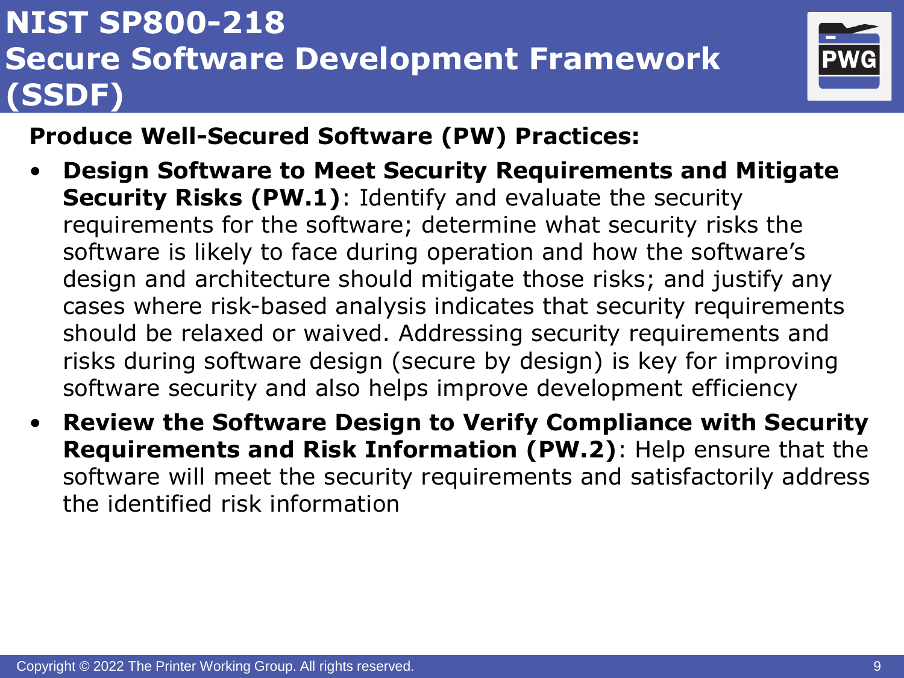# NIST SP800-218 Secure Software Development Framework (SSDF)

**Produce Well-Secured Software (PW) Practices:**

- **Design Software to Meet Security Requirements and Mitigate Security Risks (PW.1)**: Identify and evaluate the security requirements for the software; determine what security risks the software is likely to face during operation and how the software's design and architecture should mitigate those risks; and justify any cases where risk-based analysis indicates that security requirements should be relaxed or waived. Addressing security requirements and risks during software design (secure by design) is key for improving software security and also helps improve development efficiency
- **Review the Software Design to Verify Compliance with Security Requirements and Risk Information (PW.2)**: Help ensure that the software will meet the security requirements and satisfactorily address the identified risk information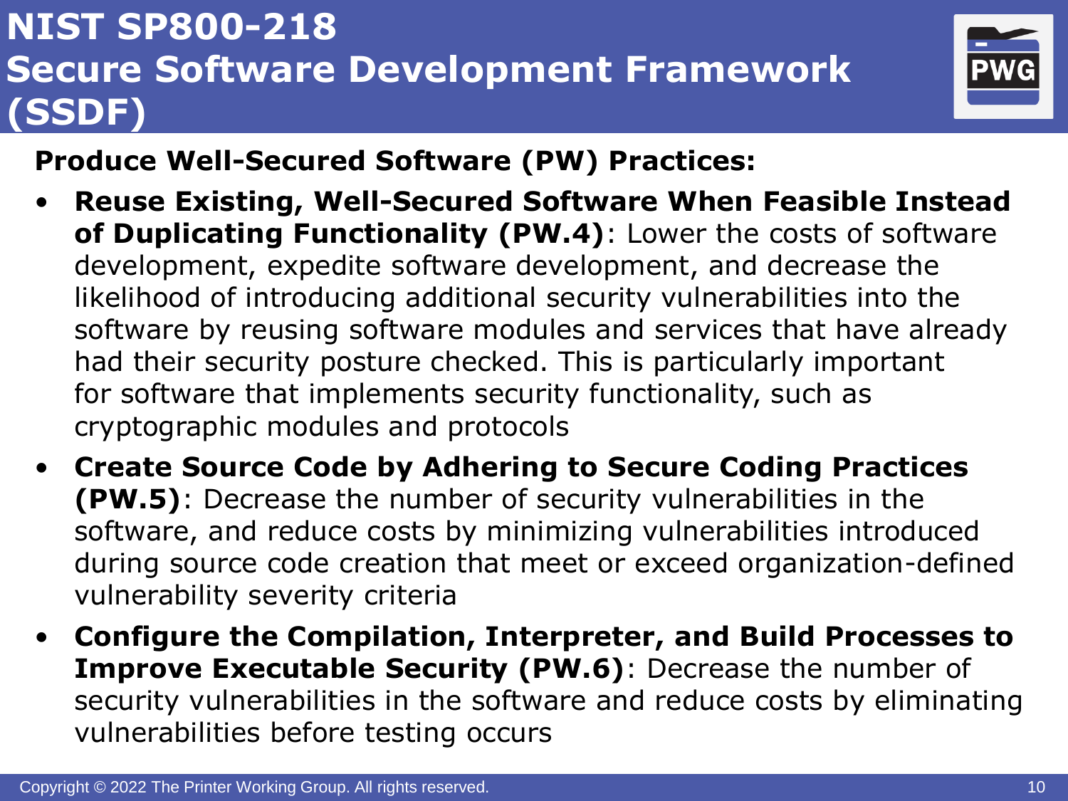# NIST SP800-218 Secure Software Development Framework (SSDF)

**Produce Well-Secured Software (PW) Practices:**

- **Reuse Existing, Well-Secured Software When Feasible Instead of Duplicating Functionality (PW.4)**: Lower the costs of software development, expedite software development, and decrease the likelihood of introducing additional security vulnerabilities into the software by reusing software modules and services that have already had their security posture checked. This is particularly important for software that implements security functionality, such as cryptographic modules and protocols
- **Create Source Code by Adhering to Secure Coding Practices (PW.5)**: Decrease the number of security vulnerabilities in the software, and reduce costs by minimizing vulnerabilities introduced during source code creation that meet or exceed organization-defined vulnerability severity criteria
- **Configure the Compilation, Interpreter, and Build Processes to Improve Executable Security (PW.6)**: Decrease the number of security vulnerabilities in the software and reduce costs by eliminating vulnerabilities before testing occurs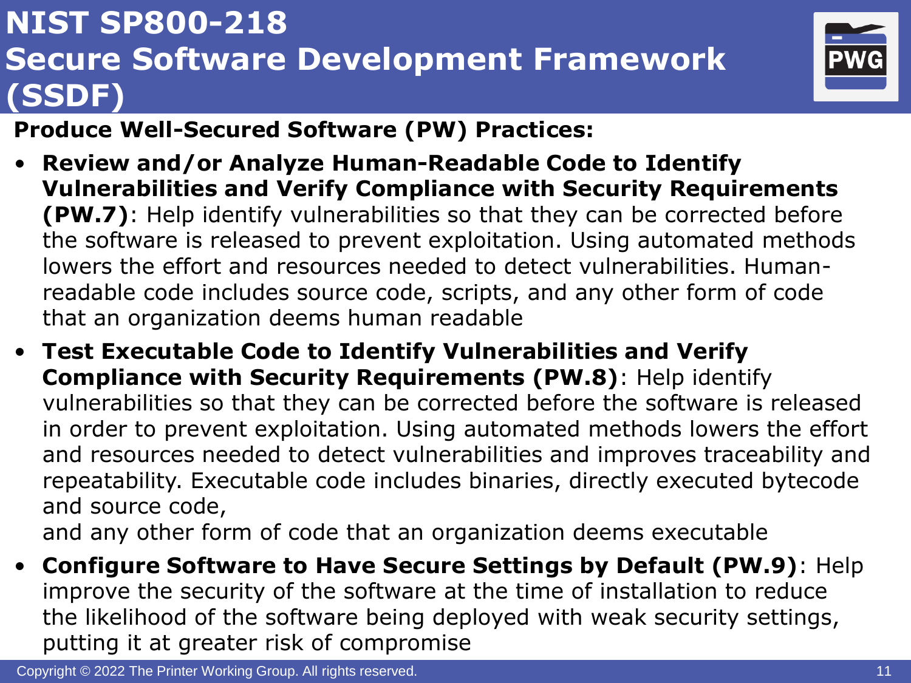# NIST SP800-218 Secure Software Development Framework (SSDF)

**Produce Well-Secured Software (PW) Practices:**

- **Review and/or Analyze Human-Readable Code to Identify Vulnerabilities and Verify Compliance with Security Requirements (PW.7)**: Help identify vulnerabilities so that they can be corrected before the software is released to prevent exploitation. Using automated methods lowers the effort and resources needed to detect vulnerabilities. Human-readable code includes source code, scripts, and any other form of code that an organization deems human readable
- **Test Executable Code to Identify Vulnerabilities and Verify Compliance with Security Requirements (PW.8)**: Help identify vulnerabilities so that they can be corrected before the software is released in order to prevent exploitation. Using automated methods lowers the effort and resources needed to detect vulnerabilities and improves traceability and repeatability. Executable code includes binaries, directly executed bytecode and source code,
  and any other form of code that an organization deems executable
- **Configure Software to Have Secure Settings by Default (PW.9)**: Help improve the security of the software at the time of installation to reduce the likelihood of the software being deployed with weak security settings, putting it at greater risk of compromise

Copyright © 2022 The Printer Working Group. All rights reserved.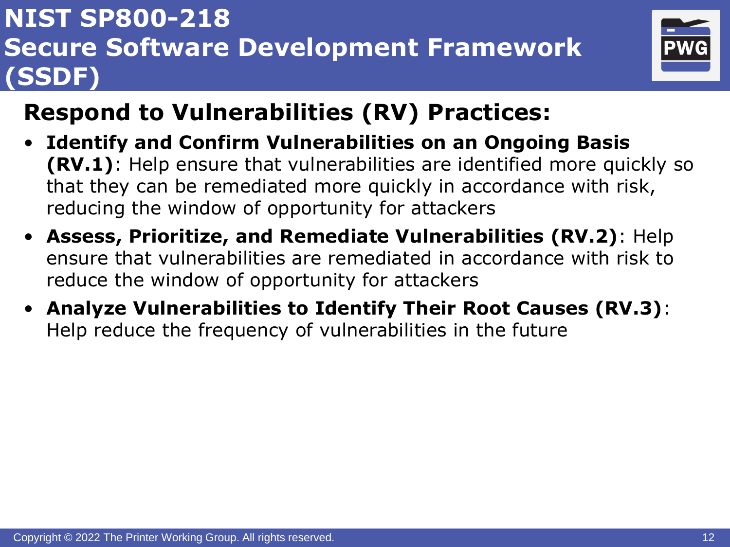# NIST SP800-218 Secure Software Development Framework (SSDF)

## Respond to Vulnerabilities (RV) Practices:

- **Identify and Confirm Vulnerabilities on an Ongoing Basis (RV.1)**: Help ensure that vulnerabilities are identified more quickly so that they can be remediated more quickly in accordance with risk, reducing the window of opportunity for attackers
- **Assess, Prioritize, and Remediate Vulnerabilities (RV.2)**: Help ensure that vulnerabilities are remediated in accordance with risk to reduce the window of opportunity for attackers
- **Analyze Vulnerabilities to Identify Their Root Causes (RV.3)**: Help reduce the frequency of vulnerabilities in the future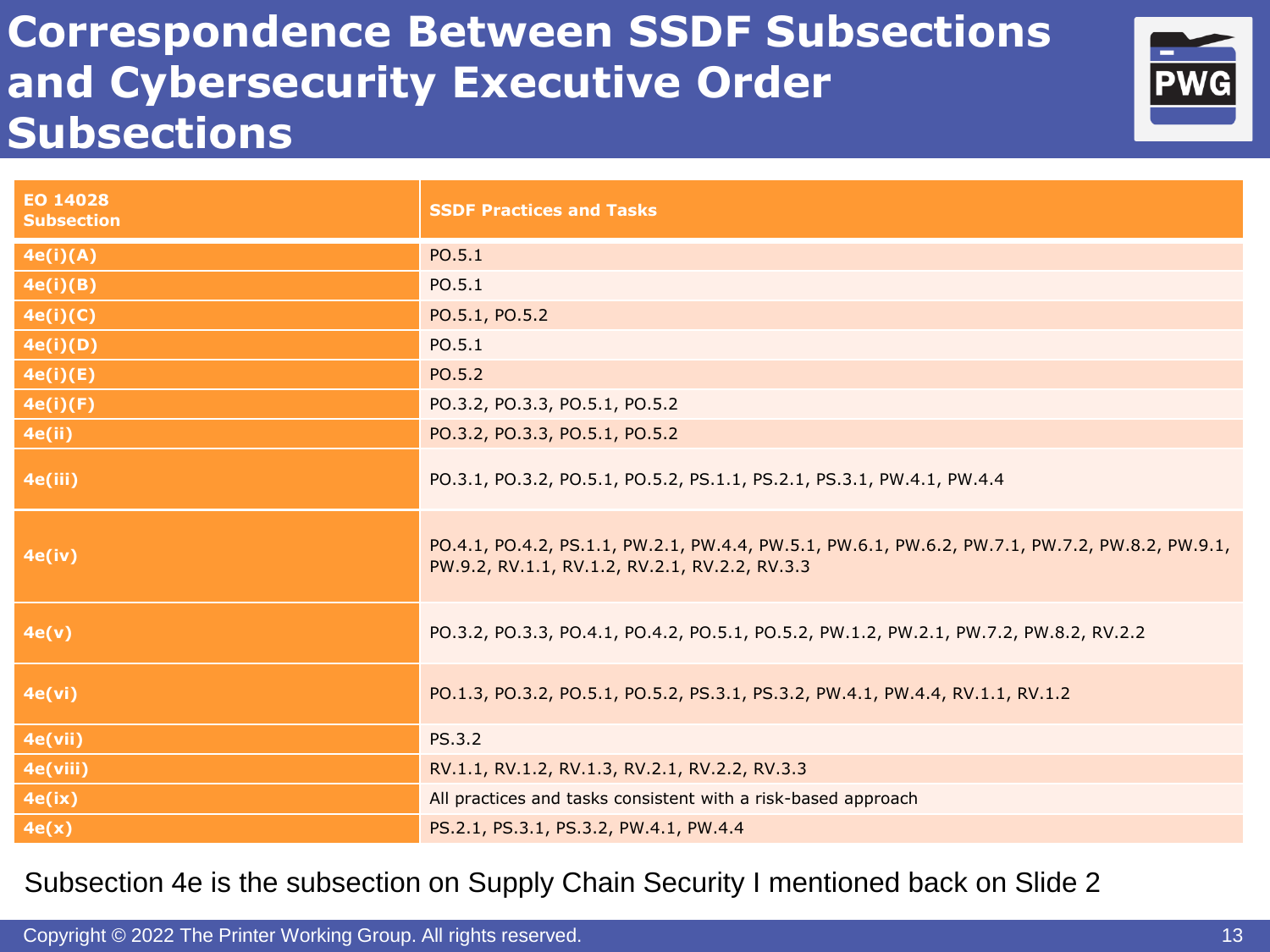# Correspondence Between SSDF Subsections and Cybersecurity Executive Order Subsections

| EO 14028 Subsection | SSDF Practices and Tasks |
| --- | --- |
| 4e(i)(A) | PO.5.1 |
| 4e(i)(B) | PO.5.1 |
| 4e(i)(C) | PO.5.1, PO.5.2 |
| 4e(i)(D) | PO.5.1 |
| 4e(i)(E) | PO.5.2 |
| 4e(i)(F) | PO.3.2, PO.3.3, PO.5.1, PO.5.2 |
| 4e(ii) | PO.3.2, PO.3.3, PO.5.1, PO.5.2 |
| 4e(iii) | PO.3.1, PO.3.2, PO.5.1, PO.5.2, PS.1.1, PS.2.1, PS.3.1, PW.4.1, PW.4.4 |
| 4e(iv) | PO.4.1, PO.4.2, PS.1.1, PW.2.1, PW.4.4, PW.5.1, PW.6.1, PW.6.2, PW.7.1, PW.7.2, PW.8.2, PW.9.1, PW.9.2, RV.1.1, RV.1.2, RV.2.1, RV.2.2, RV.3.3 |
| 4e(v) | PO.3.2, PO.3.3, PO.4.1, PO.4.2, PO.5.1, PO.5.2, PW.1.2, PW.2.1, PW.7.2, PW.8.2, RV.2.2 |
| 4e(vi) | PO.1.3, PO.3.2, PO.5.1, PO.5.2, PS.3.1, PS.3.2, PW.4.1, PW.4.4, RV.1.1, RV.1.2 |
| 4e(vii) | PS.3.2 |
| 4e(viii) | RV.1.1, RV.1.2, RV.1.3, RV.2.1, RV.2.2, RV.3.3 |
| 4e(ix) | All practices and tasks consistent with a risk-based approach |
| 4e(x) | PS.2.1, PS.3.1, PS.3.2, PW.4.1, PW.4.4 |

Subsection 4e is the subsection on Supply Chain Security I mentioned back on Slide 2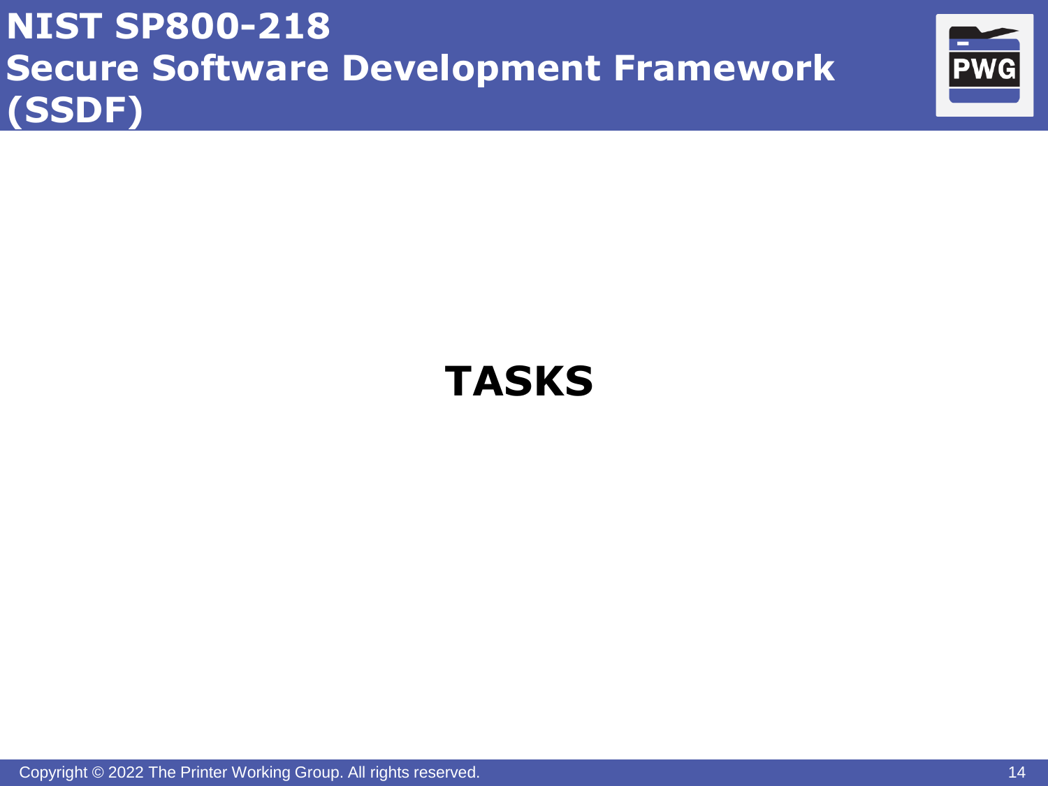# NIST SP800-218 Secure Software Development Framework (SSDF)

## TASKS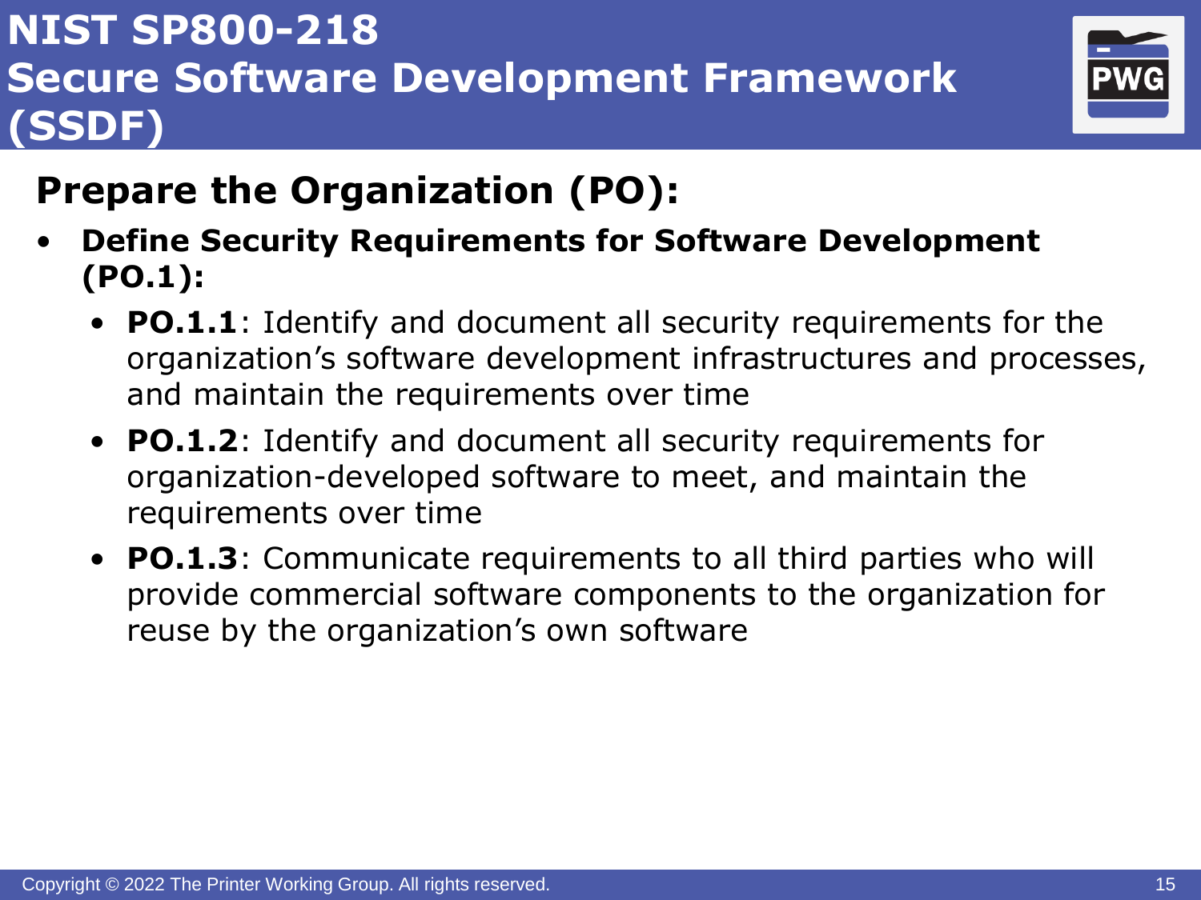# NIST SP800-218 Secure Software Development Framework (SSDF)

## Prepare the Organization (PO):

- **Define Security Requirements for Software Development (PO.1):**
  - **PO.1.1**: Identify and document all security requirements for the organization's software development infrastructures and processes, and maintain the requirements over time
  - **PO.1.2**: Identify and document all security requirements for organization-developed software to meet, and maintain the requirements over time
  - **PO.1.3**: Communicate requirements to all third parties who will provide commercial software components to the organization for reuse by the organization's own software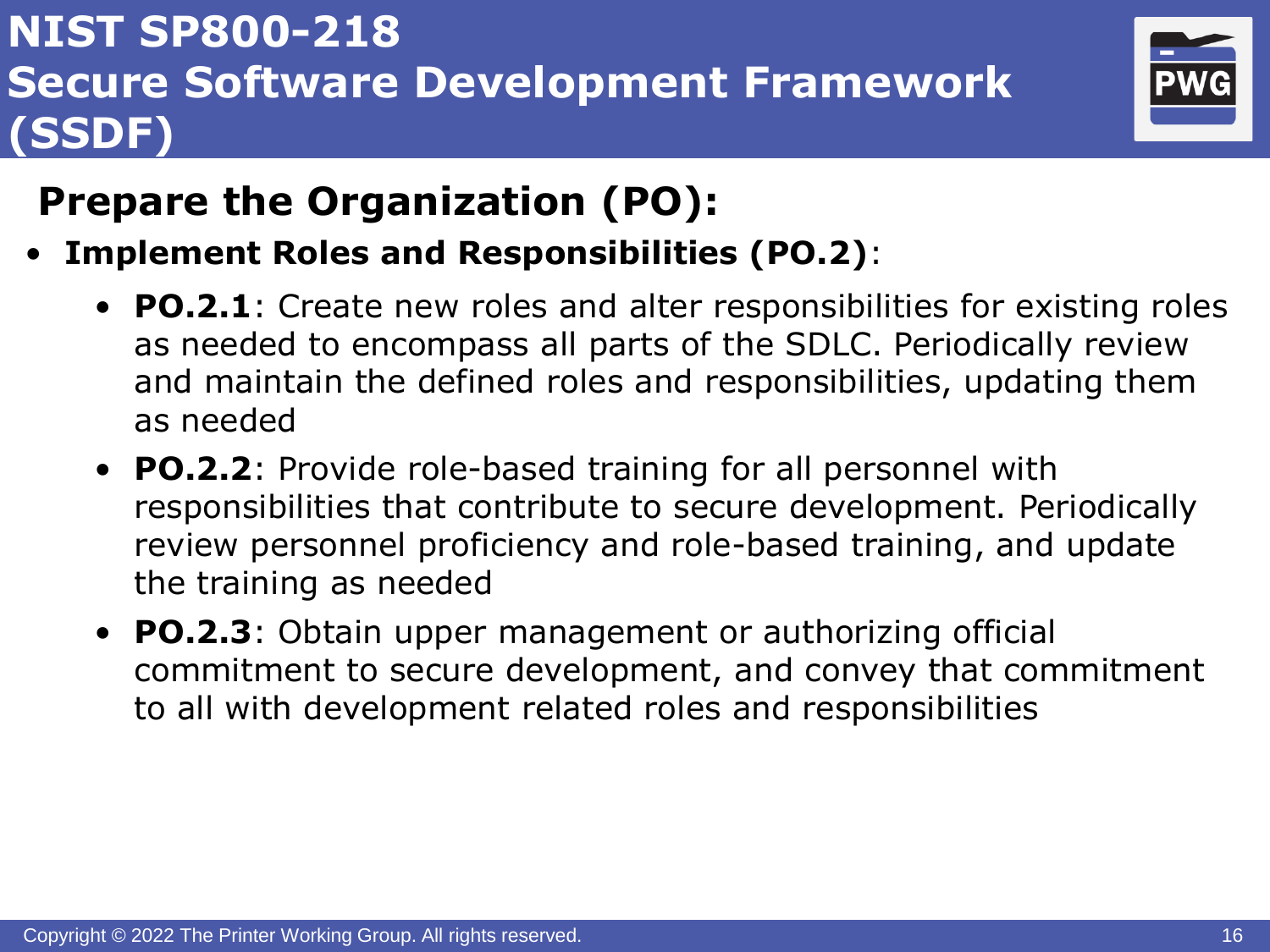# NIST SP800-218 Secure Software Development Framework (SSDF)

## Prepare the Organization (PO):

- **Implement Roles and Responsibilities (PO.2)**:
  - **PO.2.1**: Create new roles and alter responsibilities for existing roles as needed to encompass all parts of the SDLC. Periodically review and maintain the defined roles and responsibilities, updating them as needed
  - **PO.2.2**: Provide role-based training for all personnel with responsibilities that contribute to secure development. Periodically review personnel proficiency and role-based training, and update the training as needed
  - **PO.2.3**: Obtain upper management or authorizing official commitment to secure development, and convey that commitment to all with development related roles and responsibilities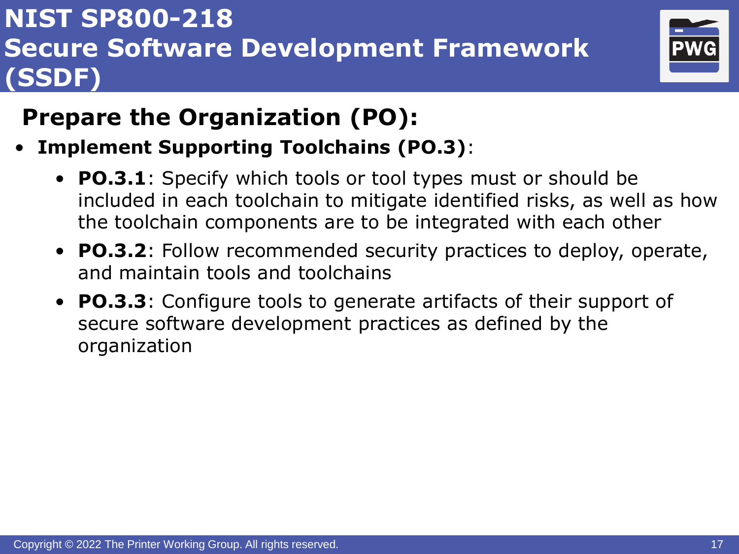# NIST SP800-218 Secure Software Development Framework (SSDF)

## Prepare the Organization (PO):

- **Implement Supporting Toolchains (PO.3)**:
  - **PO.3.1**: Specify which tools or tool types must or should be included in each toolchain to mitigate identified risks, as well as how the toolchain components are to be integrated with each other
  - **PO.3.2**: Follow recommended security practices to deploy, operate, and maintain tools and toolchains
  - **PO.3.3**: Configure tools to generate artifacts of their support of secure software development practices as defined by the organization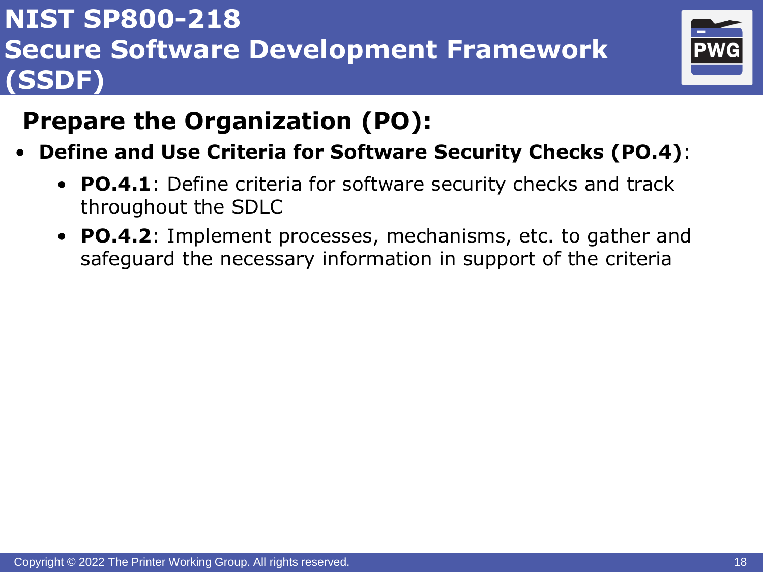# NIST SP800-218 Secure Software Development Framework (SSDF)

## Prepare the Organization (PO):

- **Define and Use Criteria for Software Security Checks (PO.4)**:
  - **PO.4.1**: Define criteria for software security checks and track throughout the SDLC
  - **PO.4.2**: Implement processes, mechanisms, etc. to gather and safeguard the necessary information in support of the criteria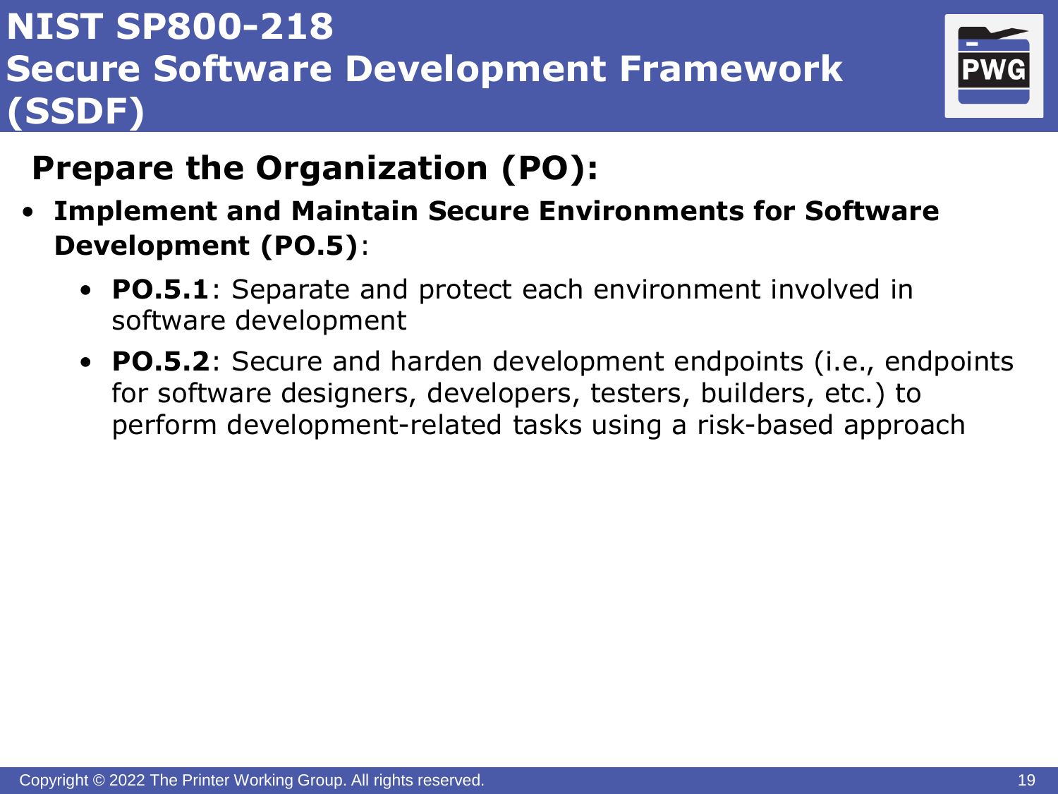# NIST SP800-218 Secure Software Development Framework (SSDF)

## Prepare the Organization (PO):

- **Implement and Maintain Secure Environments for Software Development (PO.5)**:
  - **PO.5.1**: Separate and protect each environment involved in software development
  - **PO.5.2**: Secure and harden development endpoints (i.e., endpoints for software designers, developers, testers, builders, etc.) to perform development-related tasks using a risk-based approach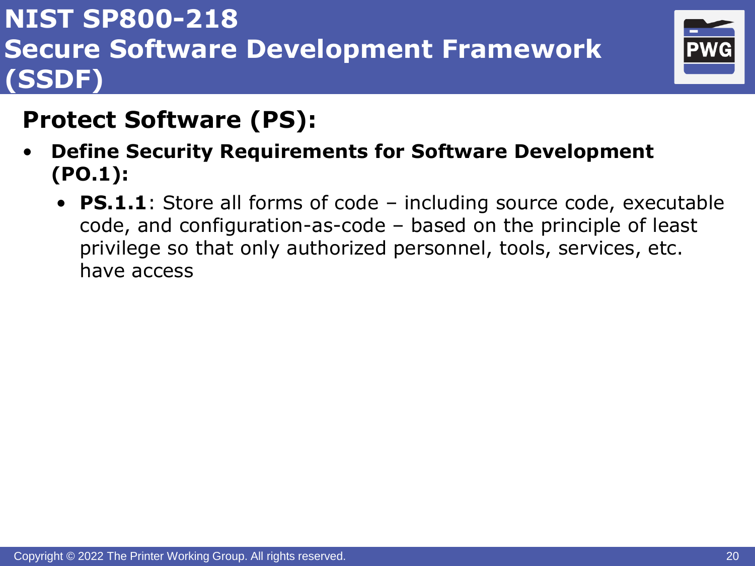# NIST SP800-218 Secure Software Development Framework (SSDF)

## Protect Software (PS):

- **Define Security Requirements for Software Development (PO.1):**
  - **PS.1.1**: Store all forms of code – including source code, executable code, and configuration-as-code – based on the principle of least privilege so that only authorized personnel, tools, services, etc. have access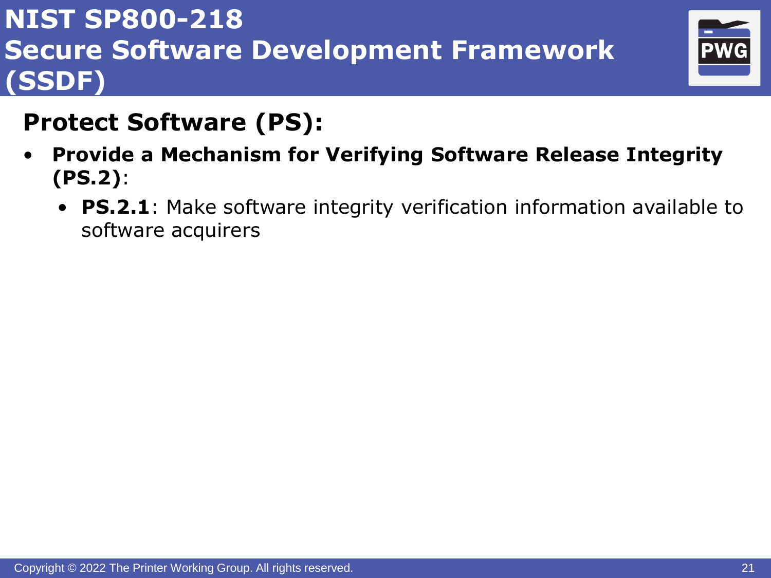# NIST SP800-218 Secure Software Development Framework (SSDF)

## Protect Software (PS):

- **Provide a Mechanism for Verifying Software Release Integrity (PS.2)**:
  - **PS.2.1**: Make software integrity verification information available to software acquirers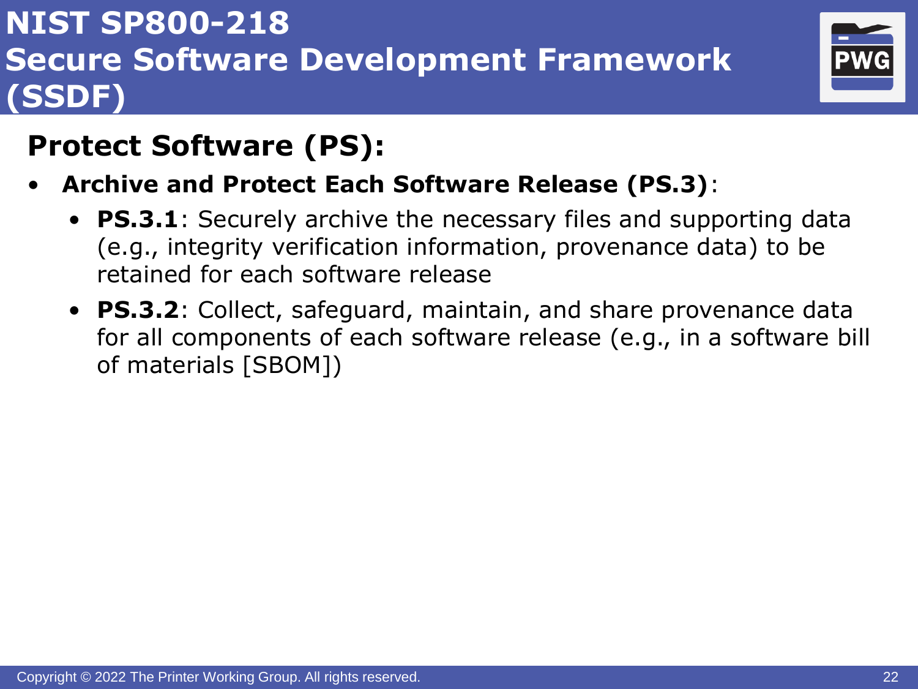# NIST SP800-218 Secure Software Development Framework (SSDF)

## Protect Software (PS):

- **Archive and Protect Each Software Release (PS.3)**:
  - **PS.3.1**: Securely archive the necessary files and supporting data (e.g., integrity verification information, provenance data) to be retained for each software release
  - **PS.3.2**: Collect, safeguard, maintain, and share provenance data for all components of each software release (e.g., in a software bill of materials [SBOM])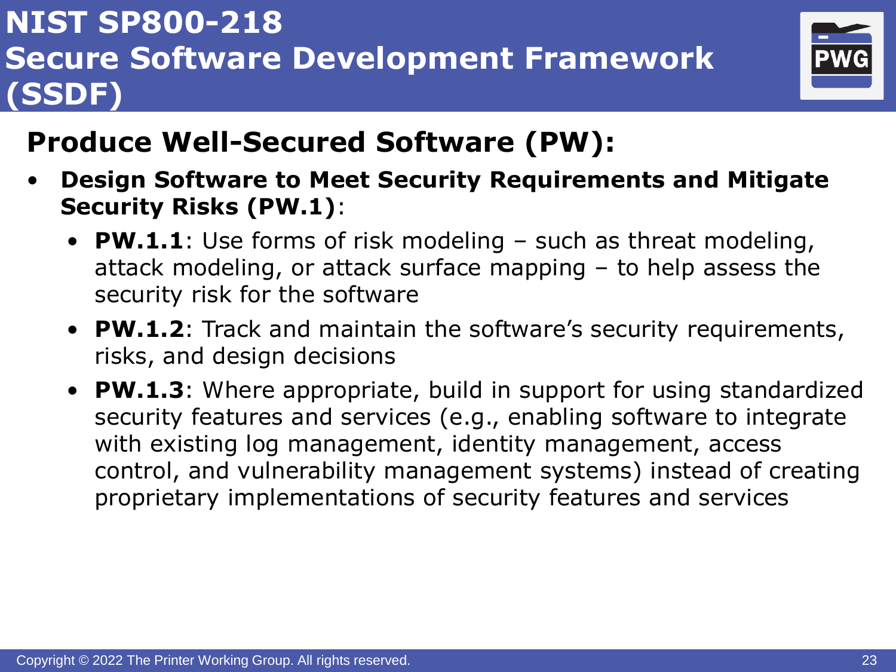# NIST SP800-218 Secure Software Development Framework (SSDF)

## Produce Well-Secured Software (PW):

- **Design Software to Meet Security Requirements and Mitigate Security Risks (PW.1)**:
  - **PW.1.1**: Use forms of risk modeling – such as threat modeling, attack modeling, or attack surface mapping – to help assess the security risk for the software
  - **PW.1.2**: Track and maintain the software's security requirements, risks, and design decisions
  - **PW.1.3**: Where appropriate, build in support for using standardized security features and services (e.g., enabling software to integrate with existing log management, identity management, access control, and vulnerability management systems) instead of creating proprietary implementations of security features and services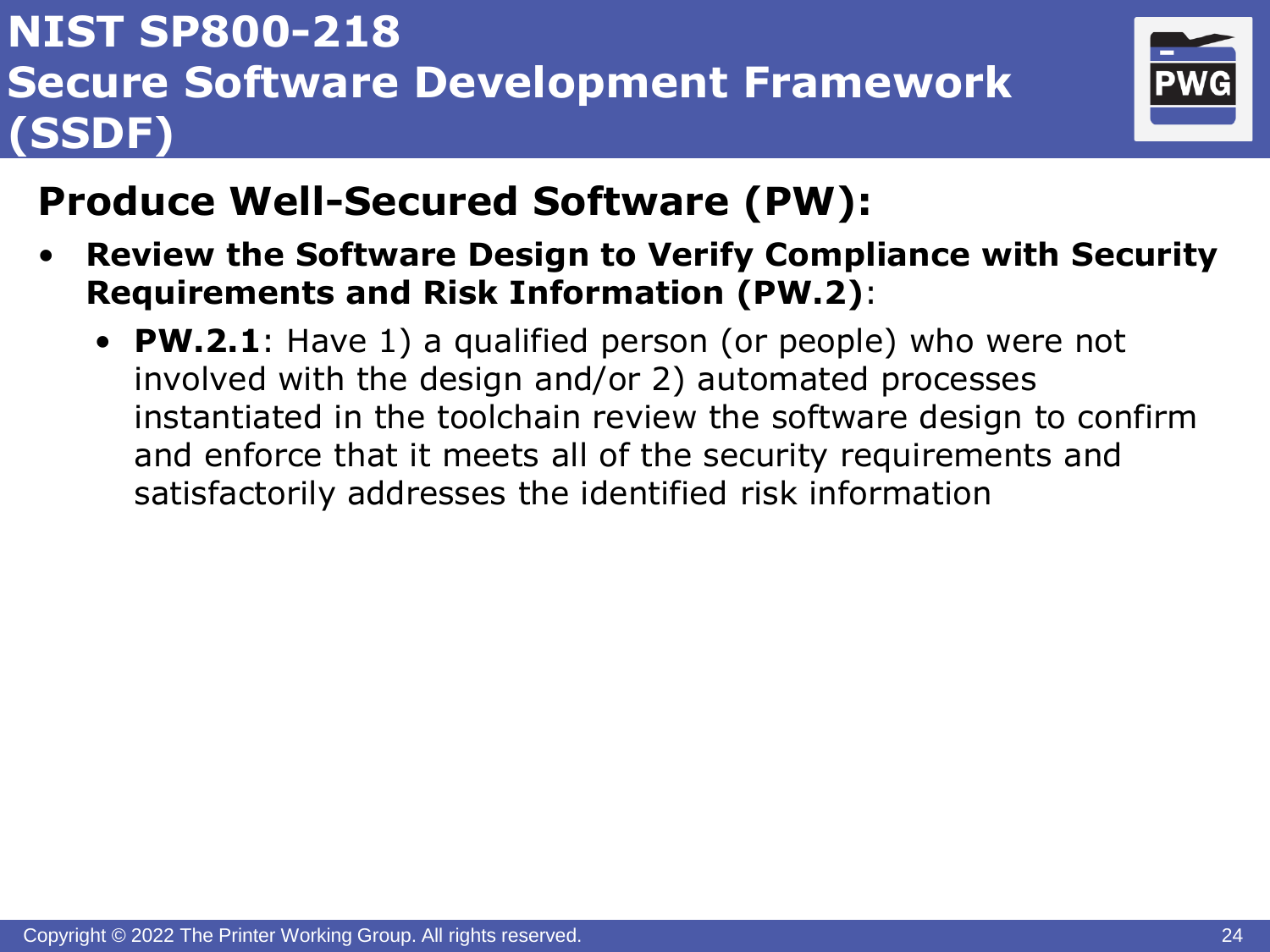# NIST SP800-218 Secure Software Development Framework (SSDF)

## Produce Well-Secured Software (PW):

- **Review the Software Design to Verify Compliance with Security Requirements and Risk Information (PW.2)**:
  - **PW.2.1**: Have 1) a qualified person (or people) who were not involved with the design and/or 2) automated processes instantiated in the toolchain review the software design to confirm and enforce that it meets all of the security requirements and satisfactorily addresses the identified risk information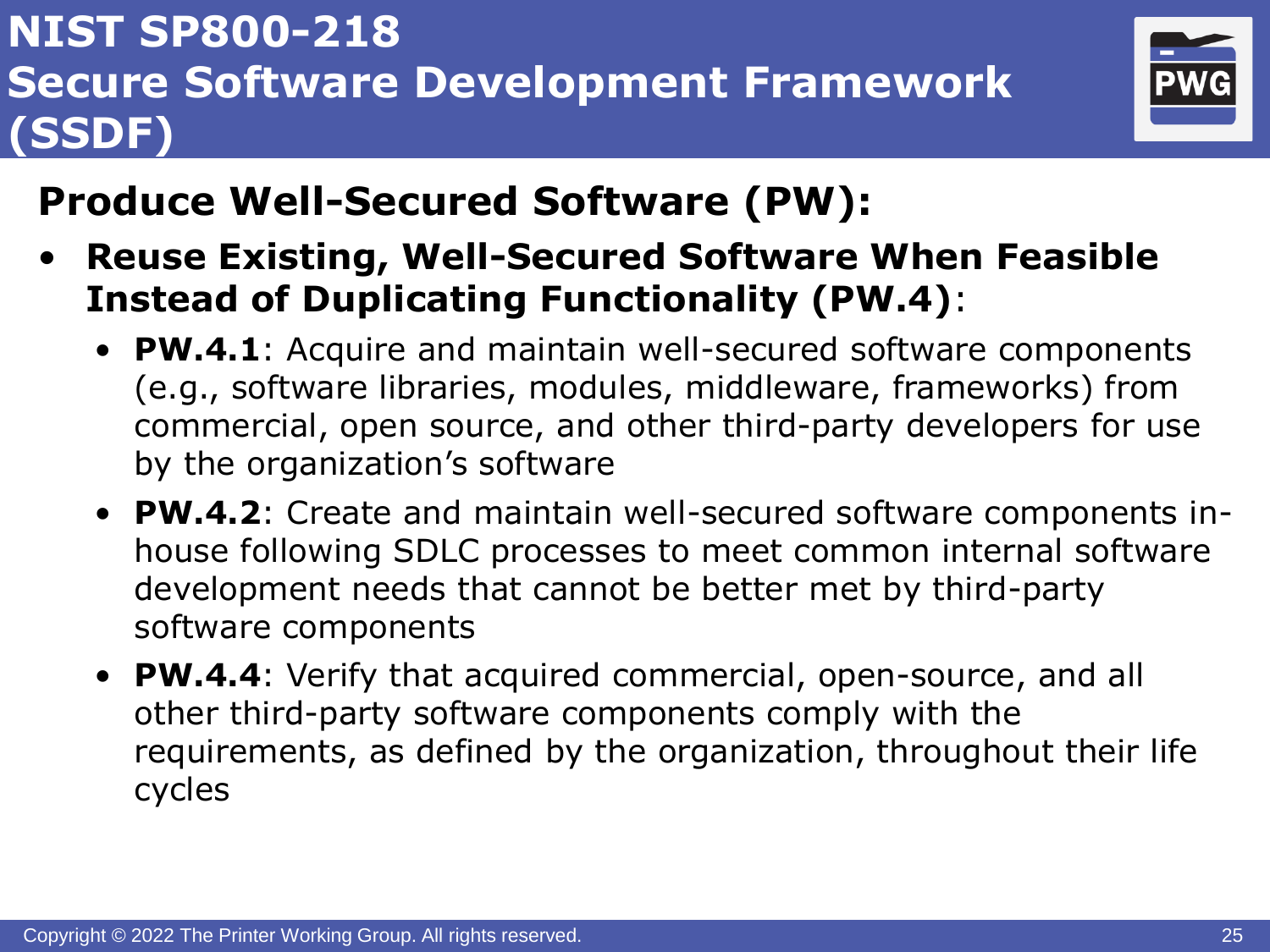# NIST SP800-218 Secure Software Development Framework (SSDF)

## Produce Well-Secured Software (PW):

- **Reuse Existing, Well-Secured Software When Feasible Instead of Duplicating Functionality (PW.4)**:
  - **PW.4.1**: Acquire and maintain well-secured software components (e.g., software libraries, modules, middleware, frameworks) from commercial, open source, and other third-party developers for use by the organization's software
  - **PW.4.2**: Create and maintain well-secured software components in-house following SDLC processes to meet common internal software development needs that cannot be better met by third-party software components
  - **PW.4.4**: Verify that acquired commercial, open-source, and all other third-party software components comply with the requirements, as defined by the organization, throughout their life cycles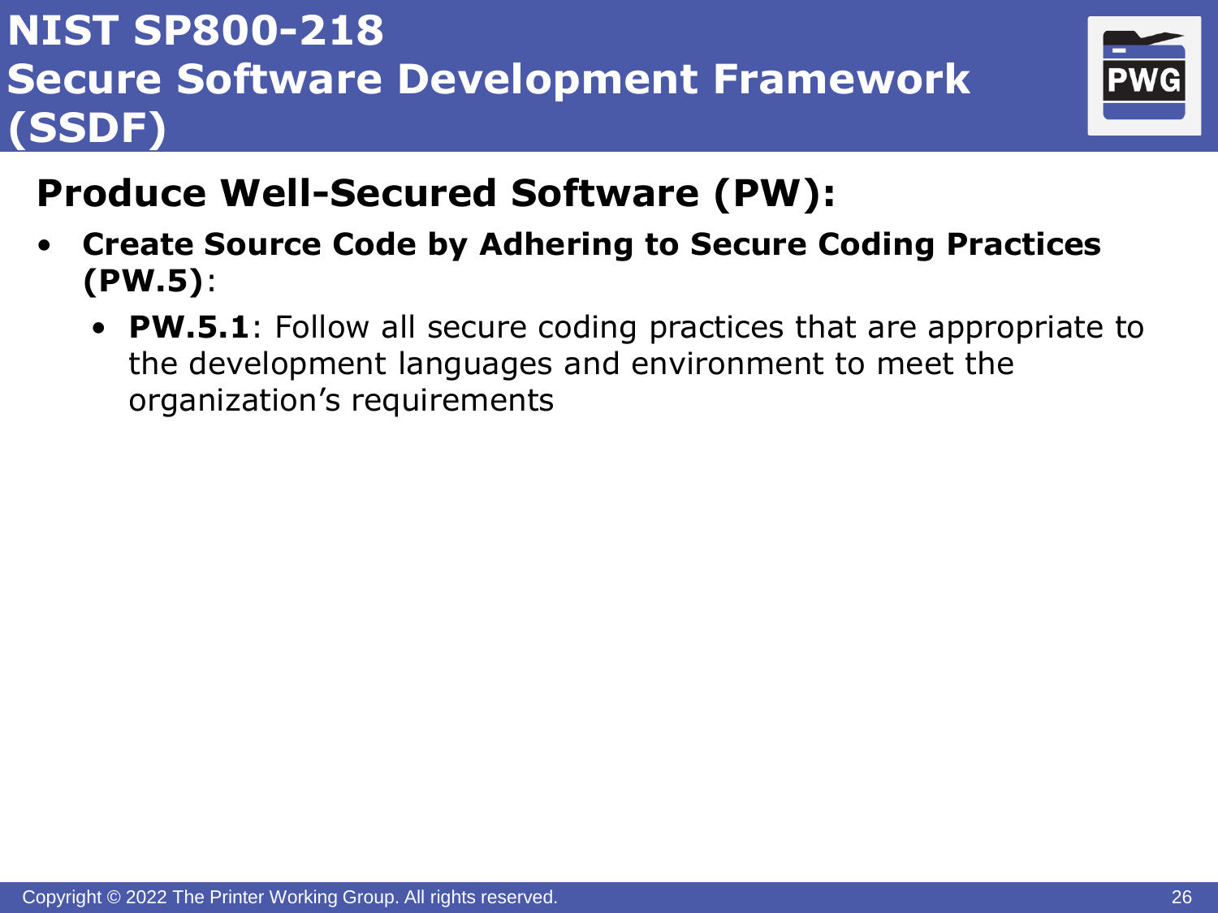# NIST SP800-218 Secure Software Development Framework (SSDF)

## Produce Well-Secured Software (PW):

- **Create Source Code by Adhering to Secure Coding Practices (PW.5)**:
  - **PW.5.1**: Follow all secure coding practices that are appropriate to the development languages and environment to meet the organization's requirements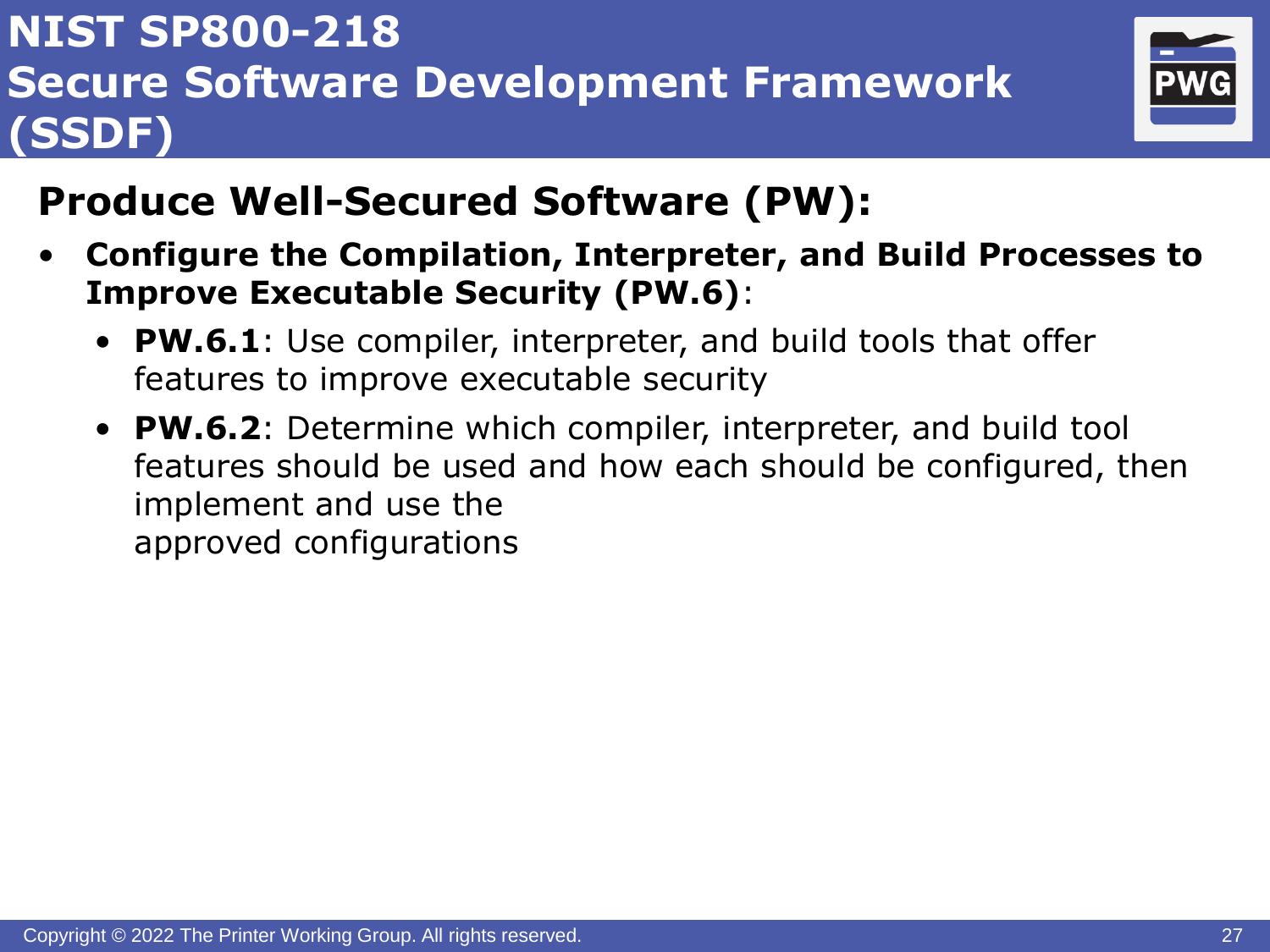# NIST SP800-218 Secure Software Development Framework (SSDF)

## Produce Well-Secured Software (PW):

- **Configure the Compilation, Interpreter, and Build Processes to Improve Executable Security (PW.6)**:
  - **PW.6.1**: Use compiler, interpreter, and build tools that offer features to improve executable security
  - **PW.6.2**: Determine which compiler, interpreter, and build tool features should be used and how each should be configured, then implement and use the approved configurations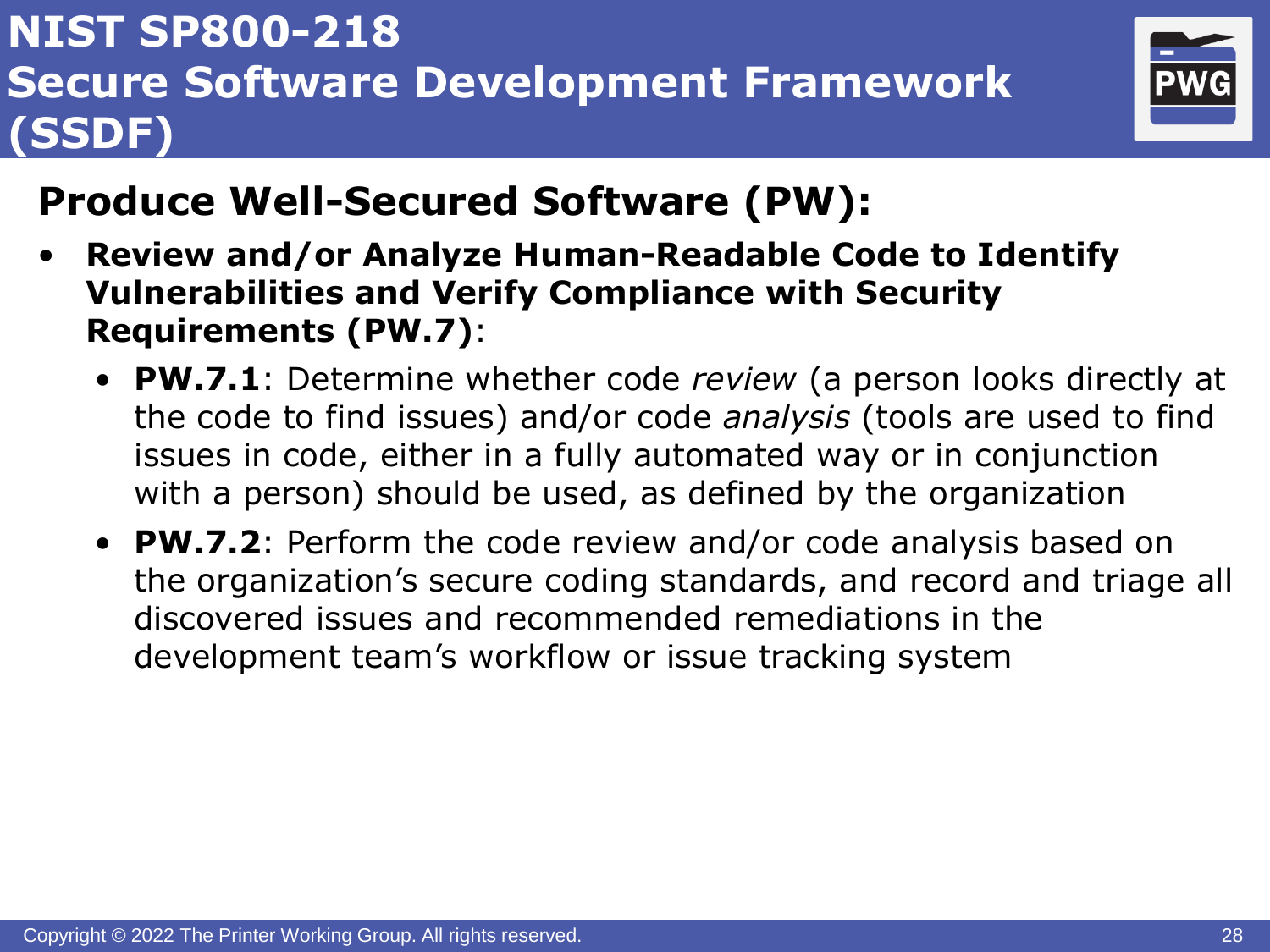# NIST SP800-218 Secure Software Development Framework (SSDF)

## Produce Well-Secured Software (PW):

- **Review and/or Analyze Human-Readable Code to Identify Vulnerabilities and Verify Compliance with Security Requirements (PW.7)**:
  - **PW.7.1**: Determine whether code *review* (a person looks directly at the code to find issues) and/or code *analysis* (tools are used to find issues in code, either in a fully automated way or in conjunction with a person) should be used, as defined by the organization
  - **PW.7.2**: Perform the code review and/or code analysis based on the organization's secure coding standards, and record and triage all discovered issues and recommended remediations in the development team's workflow or issue tracking system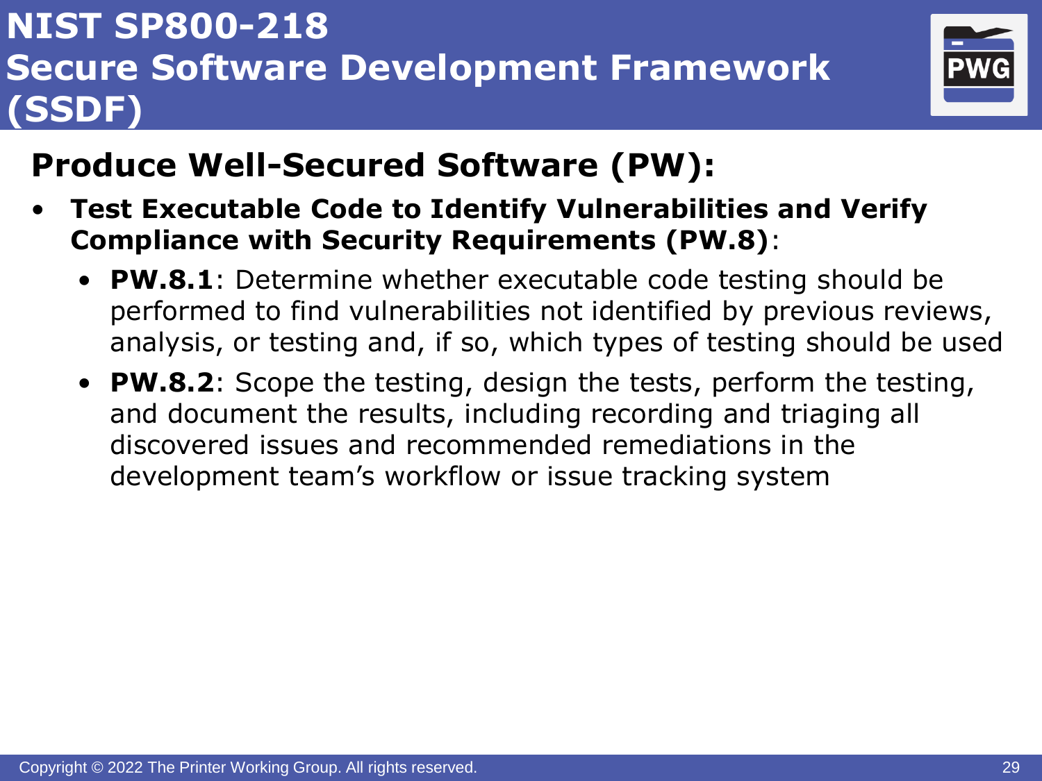# NIST SP800-218 Secure Software Development Framework (SSDF)

## Produce Well-Secured Software (PW):

- **Test Executable Code to Identify Vulnerabilities and Verify Compliance with Security Requirements (PW.8)**:
  - **PW.8.1**: Determine whether executable code testing should be performed to find vulnerabilities not identified by previous reviews, analysis, or testing and, if so, which types of testing should be used
  - **PW.8.2**: Scope the testing, design the tests, perform the testing, and document the results, including recording and triaging all discovered issues and recommended remediations in the development team's workflow or issue tracking system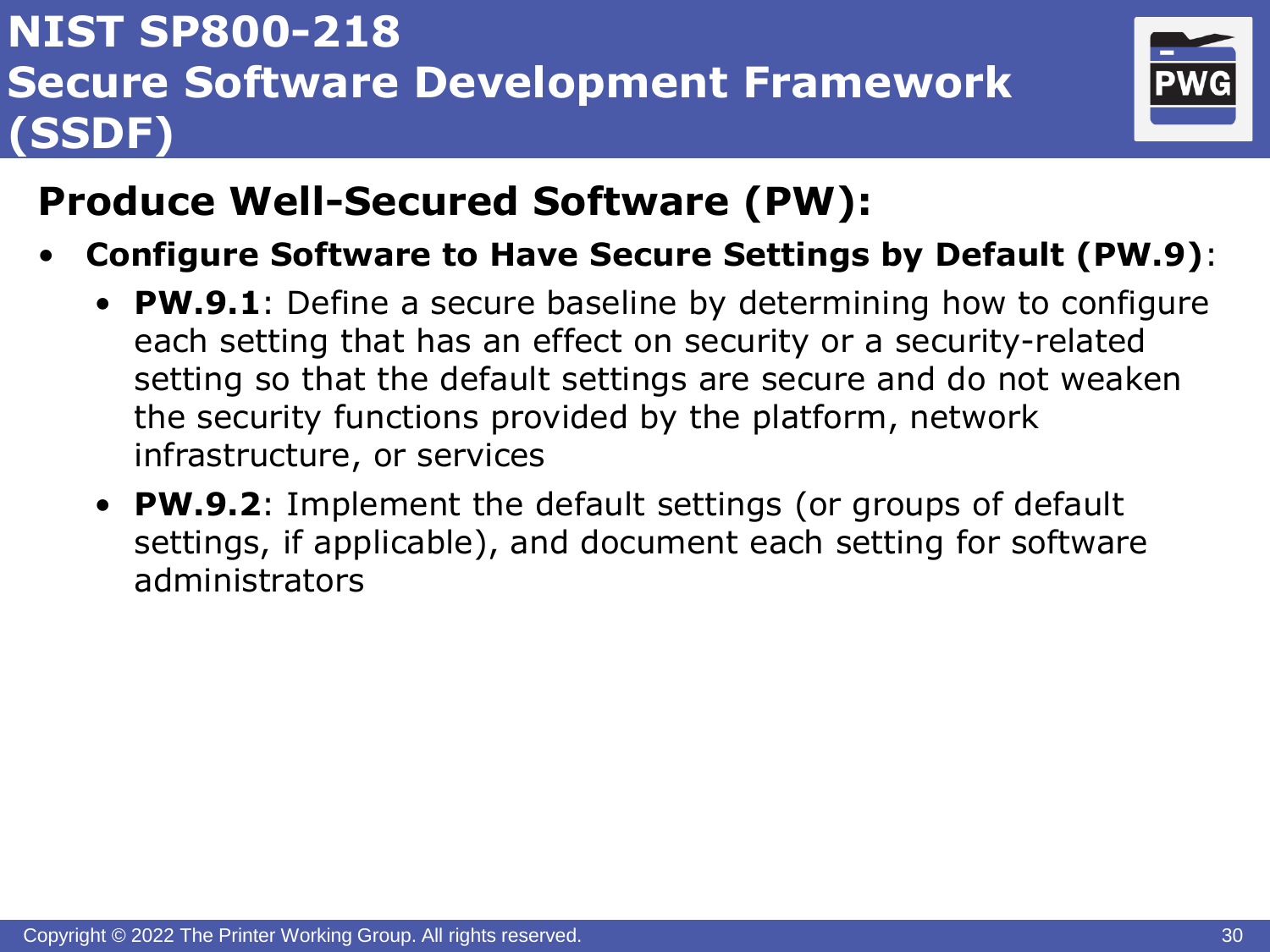# NIST SP800-218 Secure Software Development Framework (SSDF)

## Produce Well-Secured Software (PW):

- **Configure Software to Have Secure Settings by Default (PW.9)**:
  - **PW.9.1**: Define a secure baseline by determining how to configure each setting that has an effect on security or a security-related setting so that the default settings are secure and do not weaken the security functions provided by the platform, network infrastructure, or services
  - **PW.9.2**: Implement the default settings (or groups of default settings, if applicable), and document each setting for software administrators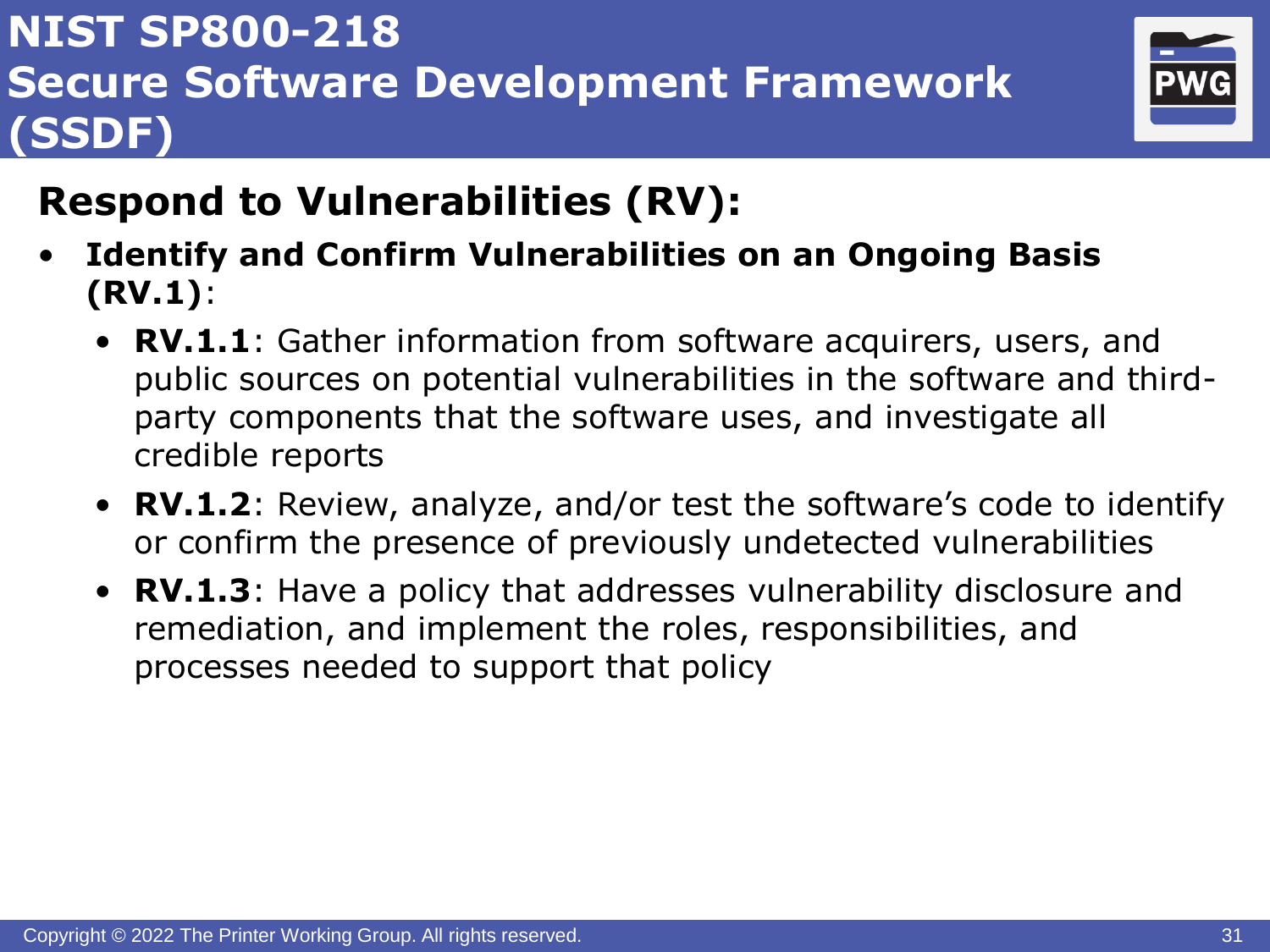# NIST SP800-218 Secure Software Development Framework (SSDF)

## Respond to Vulnerabilities (RV):

- **Identify and Confirm Vulnerabilities on an Ongoing Basis (RV.1)**:
  - **RV.1.1**: Gather information from software acquirers, users, and public sources on potential vulnerabilities in the software and third-party components that the software uses, and investigate all credible reports
  - **RV.1.2**: Review, analyze, and/or test the software's code to identify or confirm the presence of previously undetected vulnerabilities
  - **RV.1.3**: Have a policy that addresses vulnerability disclosure and remediation, and implement the roles, responsibilities, and processes needed to support that policy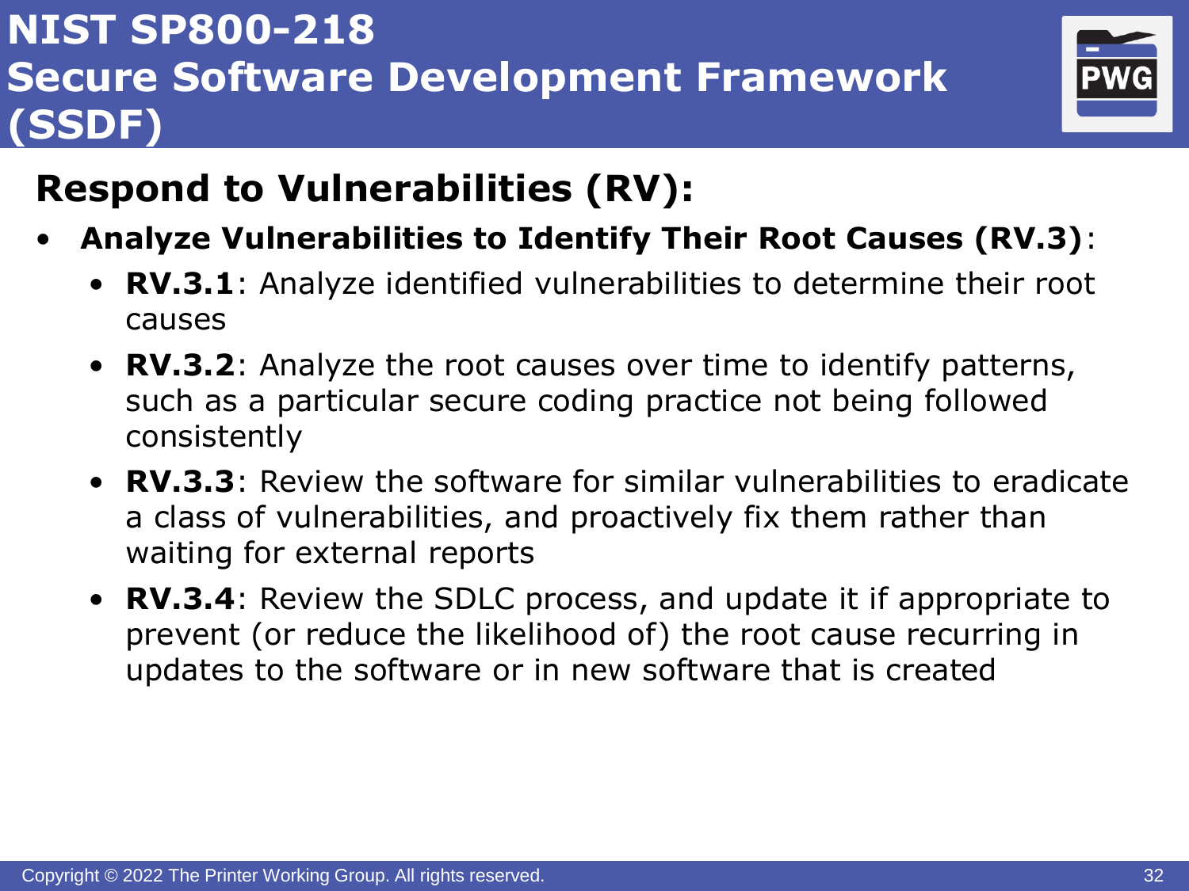# NIST SP800-218 Secure Software Development Framework (SSDF)

## Respond to Vulnerabilities (RV):

- **Analyze Vulnerabilities to Identify Their Root Causes (RV.3)**:
  - **RV.3.1**: Analyze identified vulnerabilities to determine their root causes
  - **RV.3.2**: Analyze the root causes over time to identify patterns, such as a particular secure coding practice not being followed consistently
  - **RV.3.3**: Review the software for similar vulnerabilities to eradicate a class of vulnerabilities, and proactively fix them rather than waiting for external reports
  - **RV.3.4**: Review the SDLC process, and update it if appropriate to prevent (or reduce the likelihood of) the root cause recurring in updates to the software or in new software that is created